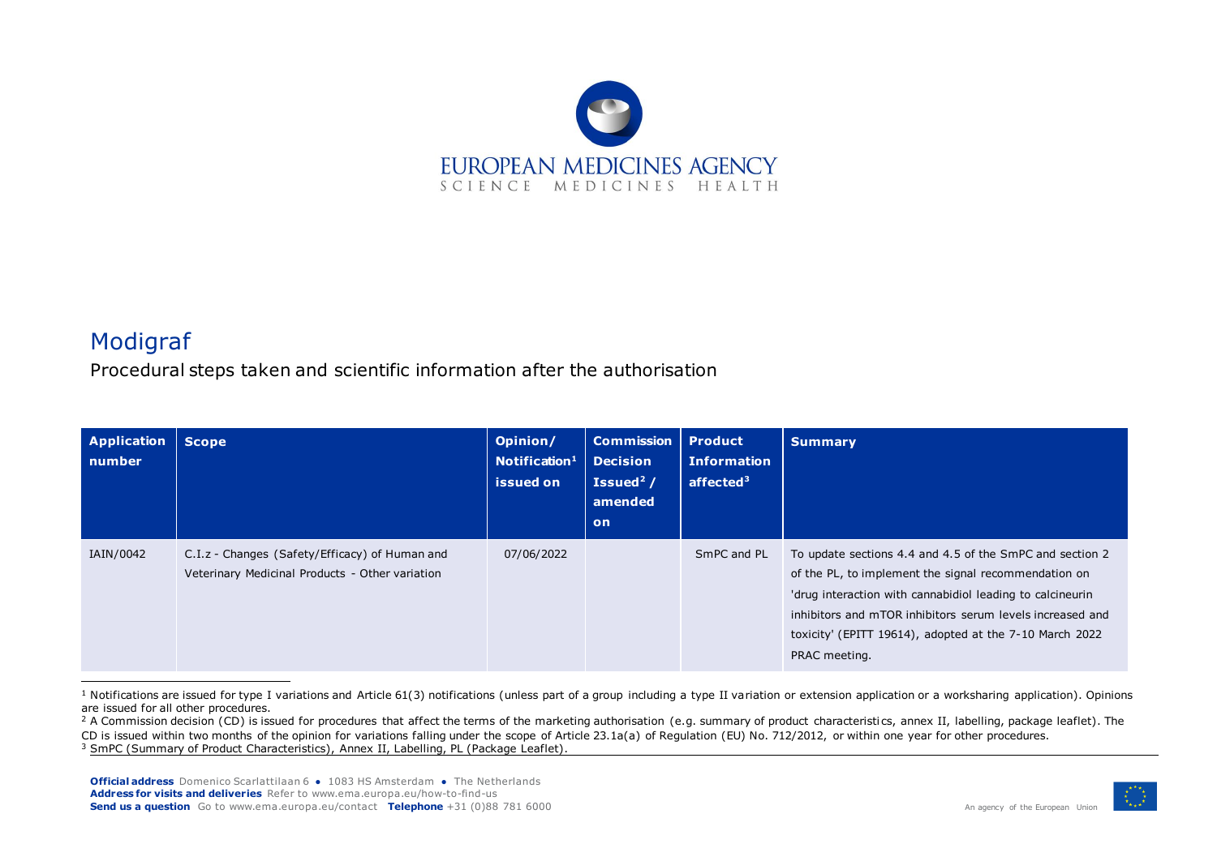# Modigraf

Procedural steps taken and scientific information after the authorisation

| Application number | Scope | Opinion/ Notification[1] issued on | Commission Decision Issued[2] / amended on | Product Information affected[3] | Summary |
|---|---|---|---|---|---|
| IAIN/0042 | C.I.z - Changes (Safety/Efficacy) of Human and Veterinary Medicinal Products - Other variation | 07/06/2022 | | SmPC and PL | To update sections 4.4 and 4.5 of the SmPC and section 2 of the PL, to implement the signal recommendation on 'drug interaction with cannabidiol leading to calcineurin inhibitors and mTOR inhibitors serum levels increased and toxicity' (EPITT 19614), adopted at the 7-10 March 2022 PRAC meeting. |

[1] Notifications are issued for type I variations and Article 61(3) notifications (unless part of a group including a type II variation or extension application or a worksharing application). Opinions are issued for all other procedures.

[2] A Commission decision (CD) is issued for procedures that affect the terms of the marketing authorisation (e.g. summary of product characteristics, annex II, labelling, package leaflet). The CD is issued within two months of the opinion for variations falling under the scope of Article 23.1a(a) of Regulation (EU) No. 712/2012, or within one year for other procedures.

[3] SmPC (Summary of Product Characteristics), Annex II, Labelling, PL (Package Leaflet).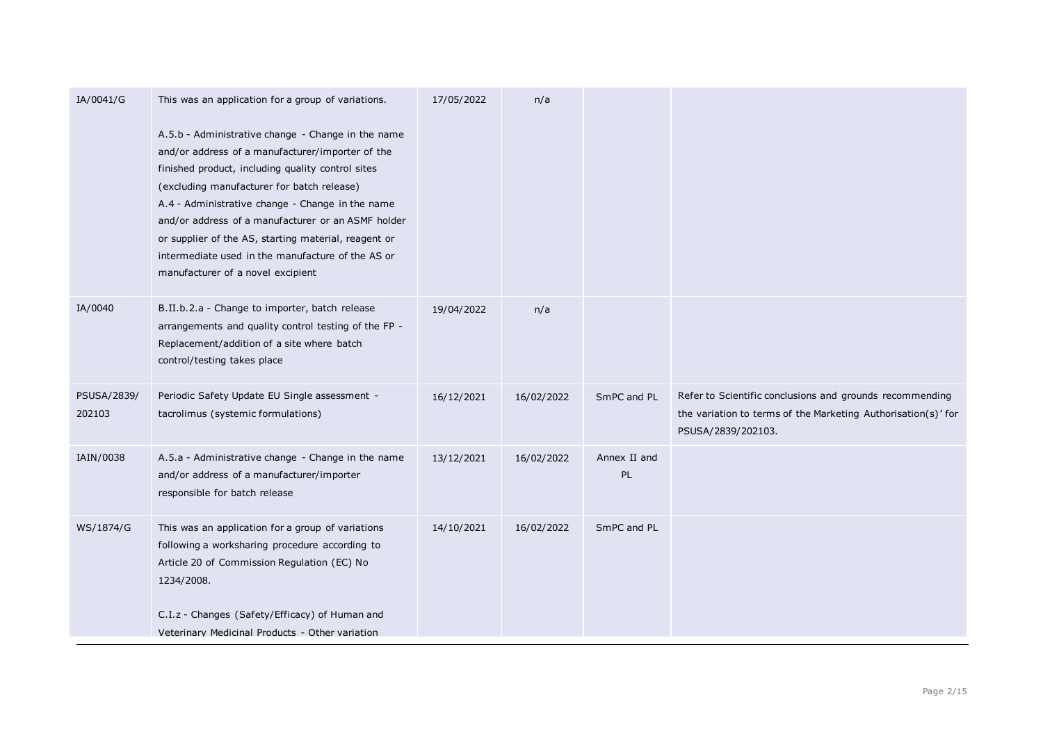| | | | | | |
|---|---|---|---|---|---|
| IA/0041/G | This was an application for a group of variations.<br><br>A.5.b - Administrative change - Change in the name and/or address of a manufacturer/importer of the finished product, including quality control sites (excluding manufacturer for batch release)<br>A.4 - Administrative change - Change in the name and/or address of a manufacturer or an ASMF holder or supplier of the AS, starting material, reagent or intermediate used in the manufacture of the AS or manufacturer of a novel excipient | 17/05/2022 | n/a | | |
| IA/0040 | B.II.b.2.a - Change to importer, batch release arrangements and quality control testing of the FP - Replacement/addition of a site where batch control/testing takes place | 19/04/2022 | n/a | | |
| PSUSA/2839/202103 | Periodic Safety Update EU Single assessment - tacrolimus (systemic formulations) | 16/12/2021 | 16/02/2022 | SmPC and PL | Refer to Scientific conclusions and grounds recommending the variation to terms of the Marketing Authorisation(s)' for PSUSA/2839/202103. |
| IAIN/0038 | A.5.a - Administrative change - Change in the name and/or address of a manufacturer/importer responsible for batch release | 13/12/2021 | 16/02/2022 | Annex II and PL | |
| WS/1874/G | This was an application for a group of variations following a worksharing procedure according to Article 20 of Commission Regulation (EC) No 1234/2008.<br><br>C.I.z - Changes (Safety/Efficacy) of Human and Veterinary Medicinal Products - Other variation | 14/10/2021 | 16/02/2022 | SmPC and PL | |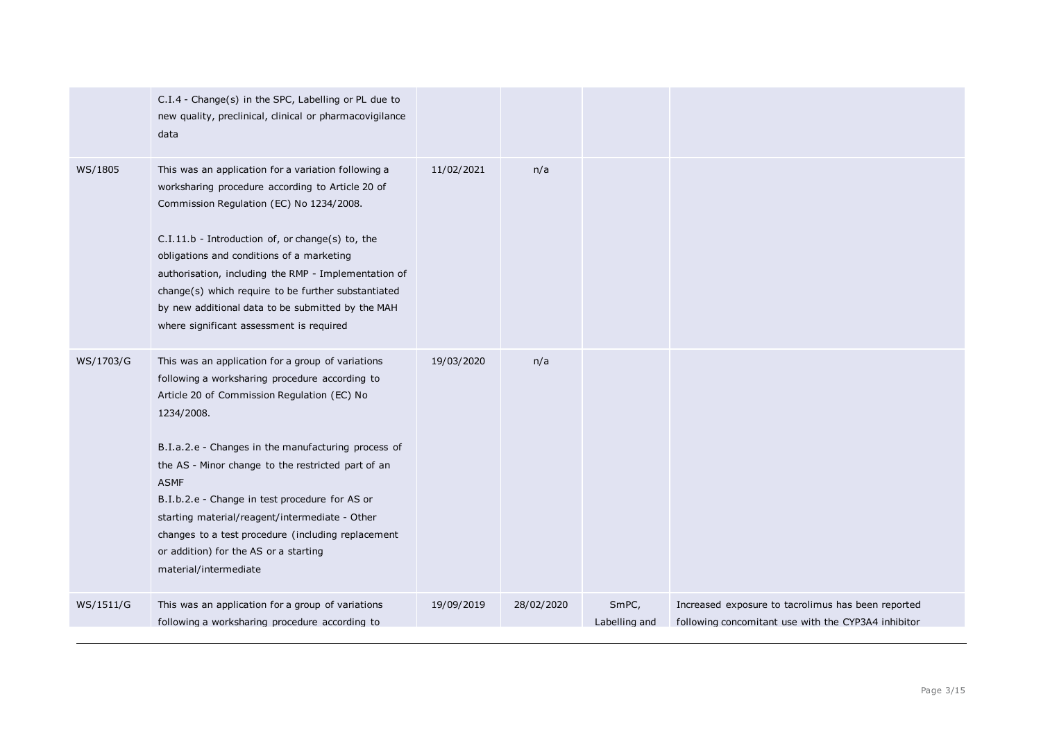| | | | | | |
|---|---|---|---|---|---|
| | C.I.4 - Change(s) in the SPC, Labelling or PL due to new quality, preclinical, clinical or pharmacovigilance data | | | | |
| WS/1805 | This was an application for a variation following a worksharing procedure according to Article 20 of Commission Regulation (EC) No 1234/2008.<br><br>C.I.11.b - Introduction of, or change(s) to, the obligations and conditions of a marketing authorisation, including the RMP - Implementation of change(s) which require to be further substantiated by new additional data to be submitted by the MAH where significant assessment is required | 11/02/2021 | n/a | | |
| WS/1703/G | This was an application for a group of variations following a worksharing procedure according to Article 20 of Commission Regulation (EC) No 1234/2008.<br><br>B.I.a.2.e - Changes in the manufacturing process of the AS - Minor change to the restricted part of an ASMF<br>B.I.b.2.e - Change in test procedure for AS or starting material/reagent/intermediate - Other changes to a test procedure (including replacement or addition) for the AS or a starting material/intermediate | 19/03/2020 | n/a | | |
| WS/1511/G | This was an application for a group of variations following a worksharing procedure according to | 19/09/2019 | 28/02/2020 | SmPC, Labelling and | Increased exposure to tacrolimus has been reported following concomitant use with the CYP3A4 inhibitor |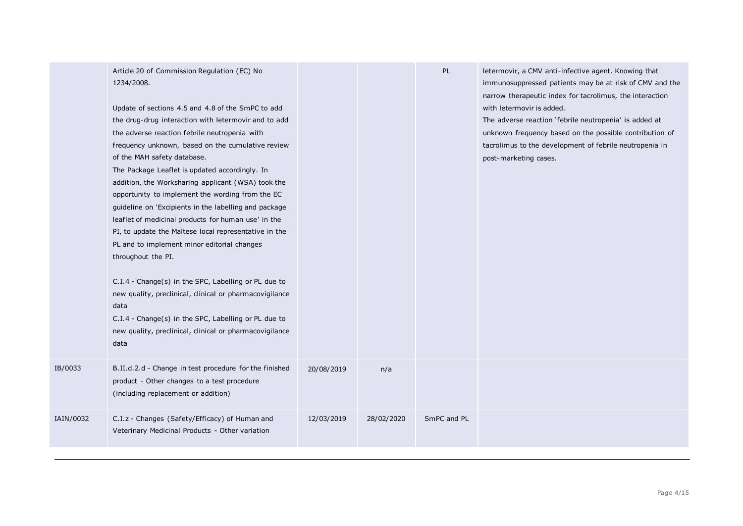| | | | | | |
|---|---|---|---|---|---|
| | Article 20 of Commission Regulation (EC) No 1234/2008.<br><br>Update of sections 4.5 and 4.8 of the SmPC to add the drug-drug interaction with letermovir and to add the adverse reaction febrile neutropenia with frequency unknown, based on the cumulative review of the MAH safety database.<br>The Package Leaflet is updated accordingly. In addition, the Worksharing applicant (WSA) took the opportunity to implement the wording from the EC guideline on 'Excipients in the labelling and package leaflet of medicinal products for human use' in the PI, to update the Maltese local representative in the PL and to implement minor editorial changes throughout the PI.<br><br>C.I.4 - Change(s) in the SPC, Labelling or PL due to new quality, preclinical, clinical or pharmacovigilance data<br>C.I.4 - Change(s) in the SPC, Labelling or PL due to new quality, preclinical, clinical or pharmacovigilance data | | | PL | letermovir, a CMV anti-infective agent. Knowing that immunosuppressed patients may be at risk of CMV and the narrow therapeutic index for tacrolimus, the interaction with letermovir is added.<br>The adverse reaction 'febrile neutropenia' is added at unknown frequency based on the possible contribution of tacrolimus to the development of febrile neutropenia in post-marketing cases. |
| IB/0033 | B.II.d.2.d - Change in test procedure for the finished product - Other changes to a test procedure (including replacement or addition) | 20/08/2019 | n/a | | |
| IAIN/0032 | C.I.z - Changes (Safety/Efficacy) of Human and Veterinary Medicinal Products - Other variation | 12/03/2019 | 28/02/2020 | SmPC and PL | |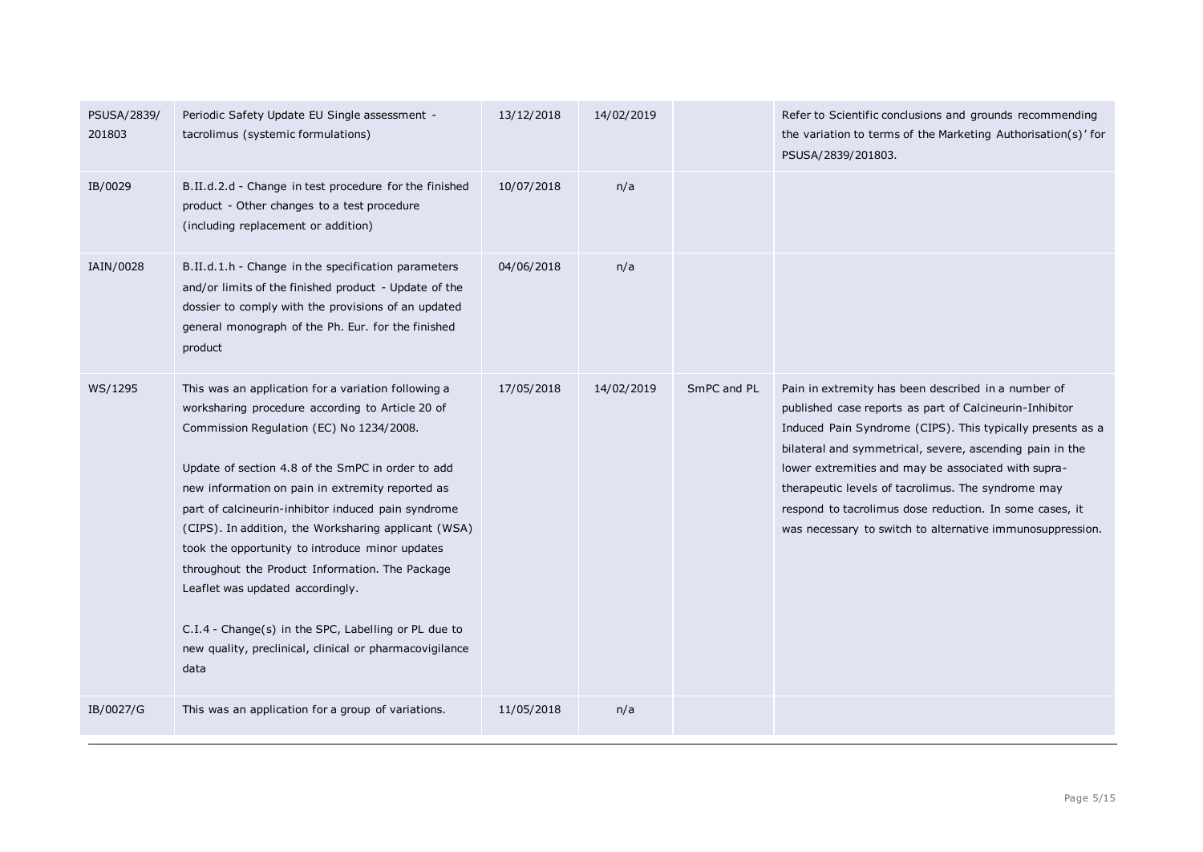| | | | | | |
|---|---|---|---|---|---|
| PSUSA/2839/201803 | Periodic Safety Update EU Single assessment - tacrolimus (systemic formulations) | 13/12/2018 | 14/02/2019 | | Refer to Scientific conclusions and grounds recommending the variation to terms of the Marketing Authorisation(s)' for PSUSA/2839/201803. |
| IB/0029 | B.II.d.2.d - Change in test procedure for the finished product - Other changes to a test procedure (including replacement or addition) | 10/07/2018 | n/a | | |
| IAIN/0028 | B.II.d.1.h - Change in the specification parameters and/or limits of the finished product - Update of the dossier to comply with the provisions of an updated general monograph of the Ph. Eur. for the finished product | 04/06/2018 | n/a | | |
| WS/1295 | This was an application for a variation following a worksharing procedure according to Article 20 of Commission Regulation (EC) No 1234/2008.<br><br>Update of section 4.8 of the SmPC in order to add new information on pain in extremity reported as part of calcineurin-inhibitor induced pain syndrome (CIPS). In addition, the Worksharing applicant (WSA) took the opportunity to introduce minor updates throughout the Product Information. The Package Leaflet was updated accordingly.<br><br>C.I.4 - Change(s) in the SPC, Labelling or PL due to new quality, preclinical, clinical or pharmacovigilance data | 17/05/2018 | 14/02/2019 | SmPC and PL | Pain in extremity has been described in a number of published case reports as part of Calcineurin-Inhibitor Induced Pain Syndrome (CIPS). This typically presents as a bilateral and symmetrical, severe, ascending pain in the lower extremities and may be associated with supra-therapeutic levels of tacrolimus. The syndrome may respond to tacrolimus dose reduction. In some cases, it was necessary to switch to alternative immunosuppression. |
| IB/0027/G | This was an application for a group of variations. | 11/05/2018 | n/a | | |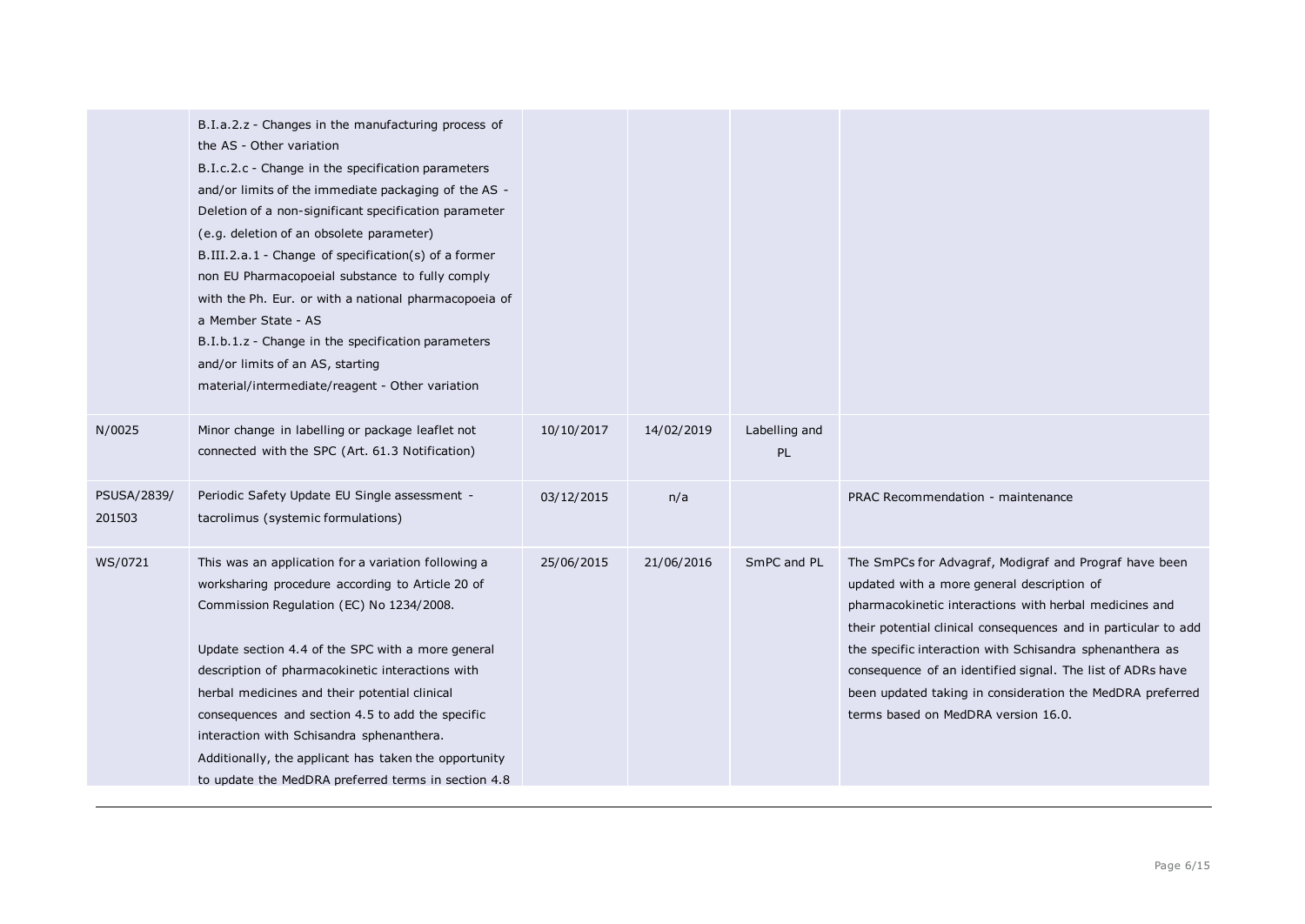| | | | | | |
|---|---|---|---|---|---|
| | B.I.a.2.z - Changes in the manufacturing process of the AS - Other variation<br>B.I.c.2.c - Change in the specification parameters and/or limits of the immediate packaging of the AS - Deletion of a non-significant specification parameter (e.g. deletion of an obsolete parameter)<br>B.III.2.a.1 - Change of specification(s) of a former non EU Pharmacopoeial substance to fully comply with the Ph. Eur. or with a national pharmacopoeia of a Member State - AS<br>B.I.b.1.z - Change in the specification parameters and/or limits of an AS, starting material/intermediate/reagent - Other variation | | | | |
| N/0025 | Minor change in labelling or package leaflet not connected with the SPC (Art. 61.3 Notification) | 10/10/2017 | 14/02/2019 | Labelling and PL | |
| PSUSA/2839/201503 | Periodic Safety Update EU Single assessment - tacrolimus (systemic formulations) | 03/12/2015 | n/a | | PRAC Recommendation - maintenance |
| WS/0721 | This was an application for a variation following a worksharing procedure according to Article 20 of Commission Regulation (EC) No 1234/2008.<br><br>Update section 4.4 of the SPC with a more general description of pharmacokinetic interactions with herbal medicines and their potential clinical consequences and section 4.5 to add the specific interaction with Schisandra sphenanthera. Additionally, the applicant has taken the opportunity to update the MedDRA preferred terms in section 4.8 | 25/06/2015 | 21/06/2016 | SmPC and PL | The SmPCs for Advagraf, Modigraf and Prograf have been updated with a more general description of pharmacokinetic interactions with herbal medicines and their potential clinical consequences and in particular to add the specific interaction with Schisandra sphenanthera as consequence of an identified signal. The list of ADRs have been updated taking in consideration the MedDRA preferred terms based on MedDRA version 16.0. |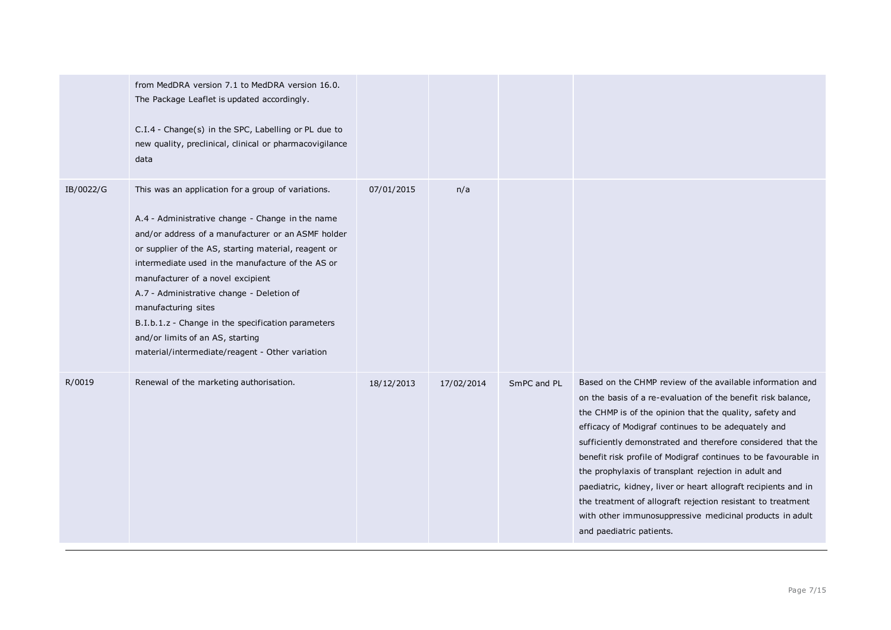| | | | | | |
|---|---|---|---|---|---|
| | from MedDRA version 7.1 to MedDRA version 16.0. The Package Leaflet is updated accordingly.<br><br>C.I.4 - Change(s) in the SPC, Labelling or PL due to new quality, preclinical, clinical or pharmacovigilance data | | | | |
| IB/0022/G | This was an application for a group of variations.<br><br>A.4 - Administrative change - Change in the name and/or address of a manufacturer or an ASMF holder or supplier of the AS, starting material, reagent or intermediate used in the manufacture of the AS or manufacturer of a novel excipient<br>A.7 - Administrative change - Deletion of manufacturing sites<br>B.I.b.1.z - Change in the specification parameters and/or limits of an AS, starting material/intermediate/reagent - Other variation | 07/01/2015 | n/a | | |
| R/0019 | Renewal of the marketing authorisation. | 18/12/2013 | 17/02/2014 | SmPC and PL | Based on the CHMP review of the available information and on the basis of a re-evaluation of the benefit risk balance, the CHMP is of the opinion that the quality, safety and efficacy of Modigraf continues to be adequately and sufficiently demonstrated and therefore considered that the benefit risk profile of Modigraf continues to be favourable in the prophylaxis of transplant rejection in adult and paediatric, kidney, liver or heart allograft recipients and in the treatment of allograft rejection resistant to treatment with other immunosuppressive medicinal products in adult and paediatric patients. |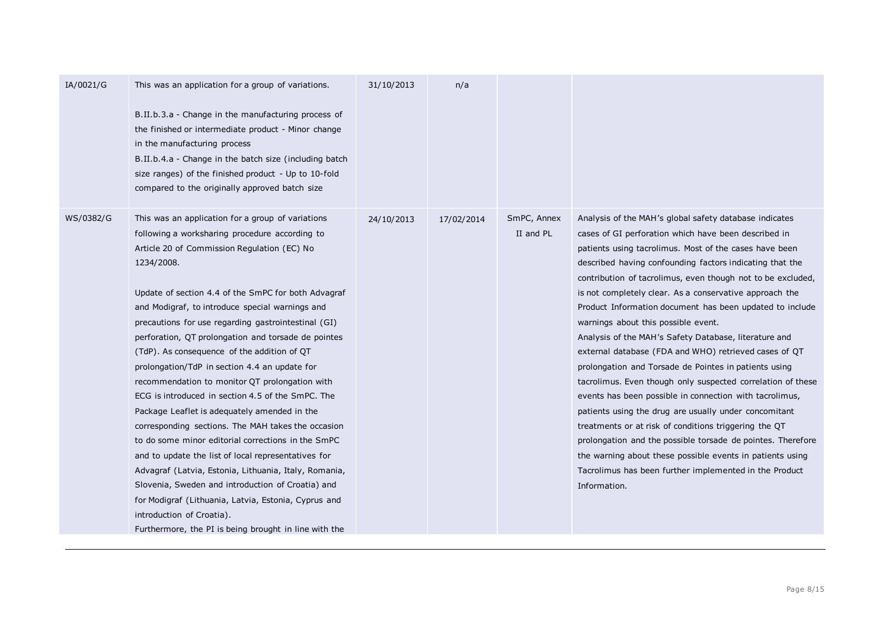| | | | | | |
|---|---|---|---|---|---|
| IA/0021/G | This was an application for a group of variations.<br><br>B.II.b.3.a - Change in the manufacturing process of the finished or intermediate product - Minor change in the manufacturing process<br>B.II.b.4.a - Change in the batch size (including batch size ranges) of the finished product - Up to 10-fold compared to the originally approved batch size | 31/10/2013 | n/a | | |
| WS/0382/G | This was an application for a group of variations following a worksharing procedure according to Article 20 of Commission Regulation (EC) No 1234/2008.<br><br>Update of section 4.4 of the SmPC for both Advagraf and Modigraf, to introduce special warnings and precautions for use regarding gastrointestinal (GI) perforation, QT prolongation and torsade de pointes (TdP). As consequence of the addition of QT prolongation/TdP in section 4.4 an update for recommendation to monitor QT prolongation with ECG is introduced in section 4.5 of the SmPC. The Package Leaflet is adequately amended in the corresponding sections. The MAH takes the occasion to do some minor editorial corrections in the SmPC and to update the list of local representatives for Advagraf (Latvia, Estonia, Lithuania, Italy, Romania, Slovenia, Sweden and introduction of Croatia) and for Modigraf (Lithuania, Latvia, Estonia, Cyprus and introduction of Croatia).<br>Furthermore, the PI is being brought in line with the | 24/10/2013 | 17/02/2014 | SmPC, Annex II and PL | Analysis of the MAH's global safety database indicates cases of GI perforation which have been described in patients using tacrolimus. Most of the cases have been described having confounding factors indicating that the contribution of tacrolimus, even though not to be excluded, is not completely clear. As a conservative approach the Product Information document has been updated to include warnings about this possible event.<br>Analysis of the MAH's Safety Database, literature and external database (FDA and WHO) retrieved cases of QT prolongation and Torsade de Pointes in patients using tacrolimus. Even though only suspected correlation of these events has been possible in connection with tacrolimus, patients using the drug are usually under concomitant treatments or at risk of conditions triggering the QT prolongation and the possible torsade de pointes. Therefore the warning about these possible events in patients using Tacrolimus has been further implemented in the Product Information. |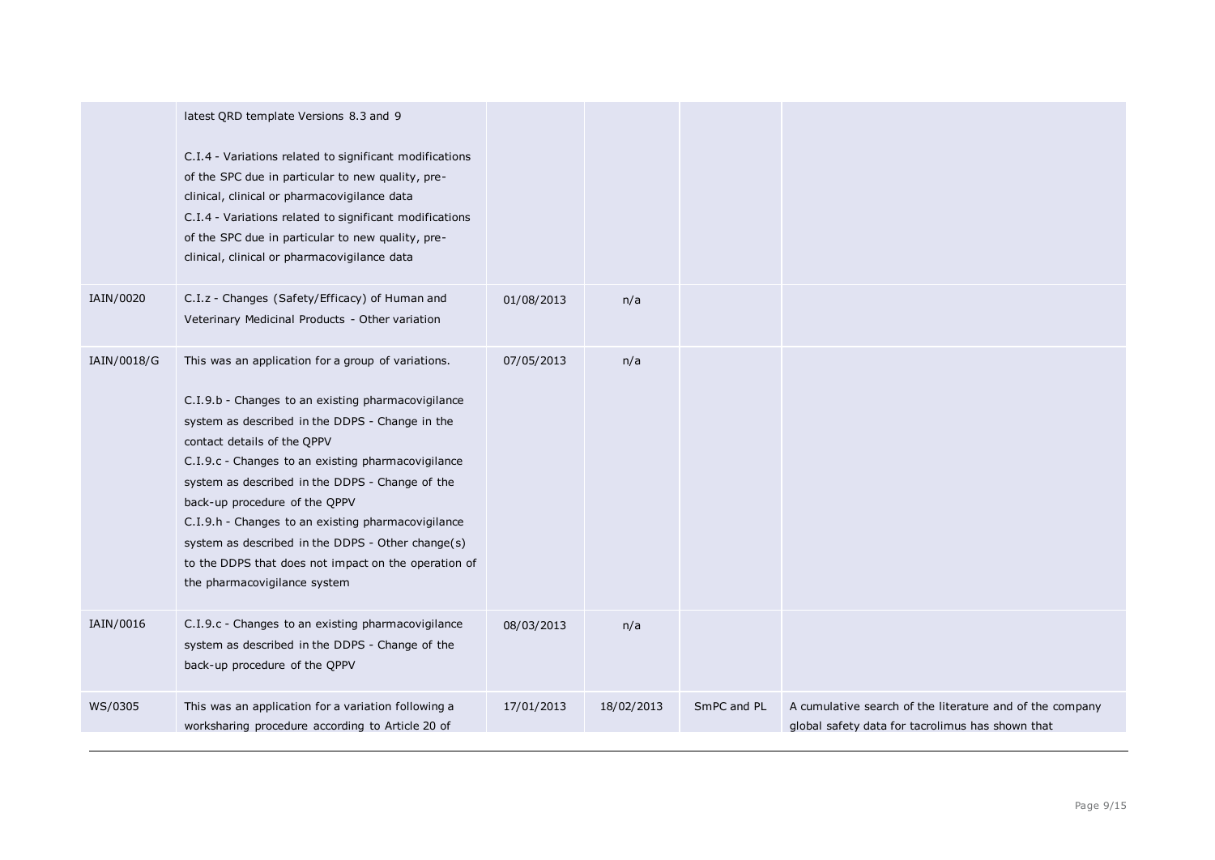| | | | | | |
|---|---|---|---|---|---|
| | latest QRD template Versions 8.3 and 9<br><br>C.I.4 - Variations related to significant modifications of the SPC due in particular to new quality, pre-clinical, clinical or pharmacovigilance data<br>C.I.4 - Variations related to significant modifications of the SPC due in particular to new quality, pre-clinical, clinical or pharmacovigilance data | | | | |
| IAIN/0020 | C.I.z - Changes (Safety/Efficacy) of Human and Veterinary Medicinal Products - Other variation | 01/08/2013 | n/a | | |
| IAIN/0018/G | This was an application for a group of variations.<br><br>C.I.9.b - Changes to an existing pharmacovigilance system as described in the DDPS - Change in the contact details of the QPPV<br>C.I.9.c - Changes to an existing pharmacovigilance system as described in the DDPS - Change of the back-up procedure of the QPPV<br>C.I.9.h - Changes to an existing pharmacovigilance system as described in the DDPS - Other change(s) to the DDPS that does not impact on the operation of the pharmacovigilance system | 07/05/2013 | n/a | | |
| IAIN/0016 | C.I.9.c - Changes to an existing pharmacovigilance system as described in the DDPS - Change of the back-up procedure of the QPPV | 08/03/2013 | n/a | | |
| WS/0305 | This was an application for a variation following a worksharing procedure according to Article 20 of | 17/01/2013 | 18/02/2013 | SmPC and PL | A cumulative search of the literature and of the company global safety data for tacrolimus has shown that |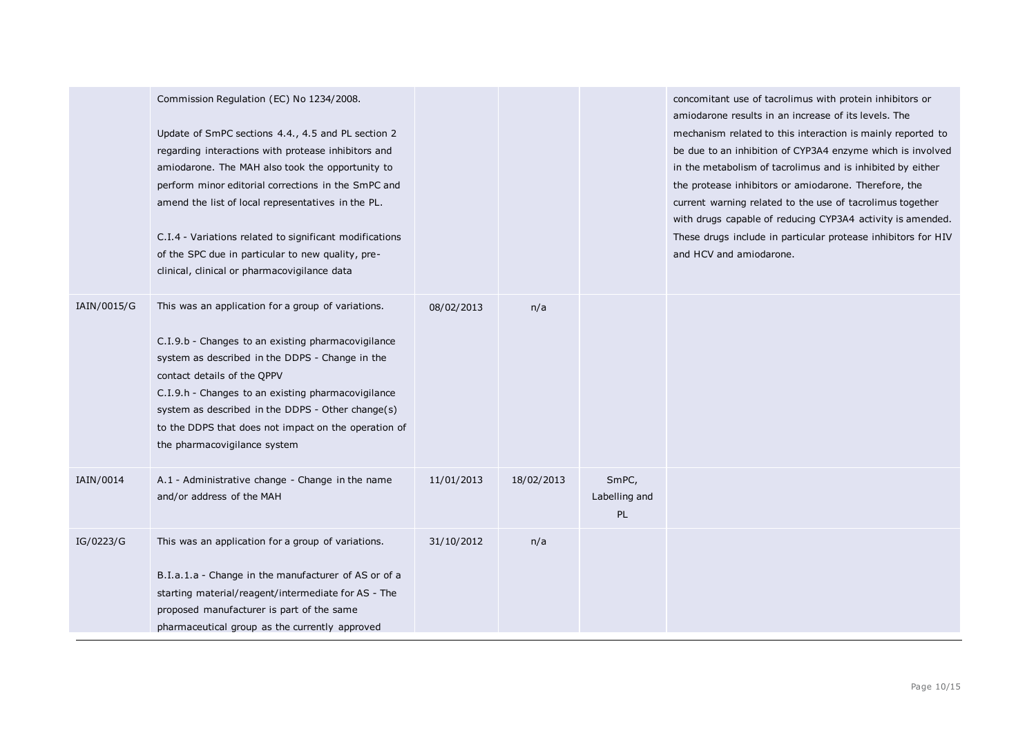| | | | | | |
|---|---|---|---|---|---|
| | Commission Regulation (EC) No 1234/2008.<br><br>Update of SmPC sections 4.4., 4.5 and PL section 2 regarding interactions with protease inhibitors and amiodarone. The MAH also took the opportunity to perform minor editorial corrections in the SmPC and amend the list of local representatives in the PL.<br><br>C.I.4 - Variations related to significant modifications of the SPC due in particular to new quality, pre-clinical, clinical or pharmacovigilance data | | | | concomitant use of tacrolimus with protein inhibitors or amiodarone results in an increase of its levels. The mechanism related to this interaction is mainly reported to be due to an inhibition of CYP3A4 enzyme which is involved in the metabolism of tacrolimus and is inhibited by either the protease inhibitors or amiodarone. Therefore, the current warning related to the use of tacrolimus together with drugs capable of reducing CYP3A4 activity is amended. These drugs include in particular protease inhibitors for HIV and HCV and amiodarone. |
| IAIN/0015/G | This was an application for a group of variations.<br><br>C.I.9.b - Changes to an existing pharmacovigilance system as described in the DDPS - Change in the contact details of the QPPV<br>C.I.9.h - Changes to an existing pharmacovigilance system as described in the DDPS - Other change(s) to the DDPS that does not impact on the operation of the pharmacovigilance system | 08/02/2013 | n/a | | |
| IAIN/0014 | A.1 - Administrative change - Change in the name and/or address of the MAH | 11/01/2013 | 18/02/2013 | SmPC, Labelling and PL | |
| IG/0223/G | This was an application for a group of variations.<br><br>B.I.a.1.a - Change in the manufacturer of AS or of a starting material/reagent/intermediate for AS - The proposed manufacturer is part of the same pharmaceutical group as the currently approved | 31/10/2012 | n/a | | |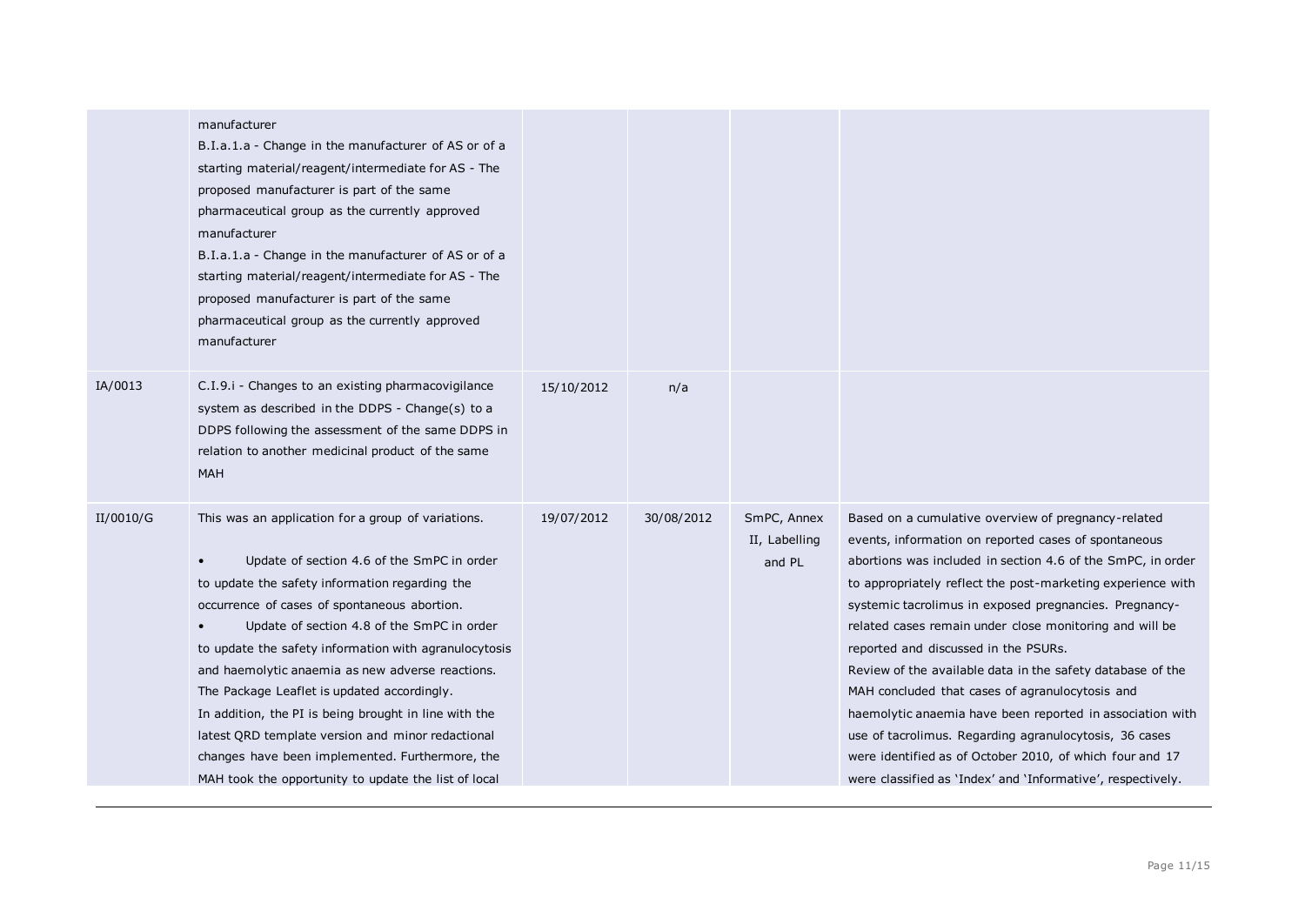|  |  |  |  |  |  |
|---|---|---|---|---|---|
|  | manufacturer<br>B.I.a.1.a - Change in the manufacturer of AS or of a starting material/reagent/intermediate for AS - The proposed manufacturer is part of the same pharmaceutical group as the currently approved manufacturer<br>B.I.a.1.a - Change in the manufacturer of AS or of a starting material/reagent/intermediate for AS - The proposed manufacturer is part of the same pharmaceutical group as the currently approved manufacturer |  |  |  |  |
| IA/0013 | C.I.9.i - Changes to an existing pharmacovigilance system as described in the DDPS - Change(s) to a DDPS following the assessment of the same DDPS in relation to another medicinal product of the same MAH | 15/10/2012 | n/a |  |  |
| II/0010/G | This was an application for a group of variations.<br>• Update of section 4.6 of the SmPC in order to update the safety information regarding the occurrence of cases of spontaneous abortion.<br>• Update of section 4.8 of the SmPC in order to update the safety information with agranulocytosis and haemolytic anaemia as new adverse reactions. The Package Leaflet is updated accordingly.<br>In addition, the PI is being brought in line with the latest QRD template version and minor redactional changes have been implemented. Furthermore, the MAH took the opportunity to update the list of local | 19/07/2012 | 30/08/2012 | SmPC, Annex II, Labelling and PL | Based on a cumulative overview of pregnancy-related events, information on reported cases of spontaneous abortions was included in section 4.6 of the SmPC, in order to appropriately reflect the post-marketing experience with systemic tacrolimus in exposed pregnancies. Pregnancy-related cases remain under close monitoring and will be reported and discussed in the PSURs.<br>Review of the available data in the safety database of the MAH concluded that cases of agranulocytosis and haemolytic anaemia have been reported in association with use of tacrolimus. Regarding agranulocytosis, 36 cases were identified as of October 2010, of which four and 17 were classified as 'Index' and 'Informative', respectively. |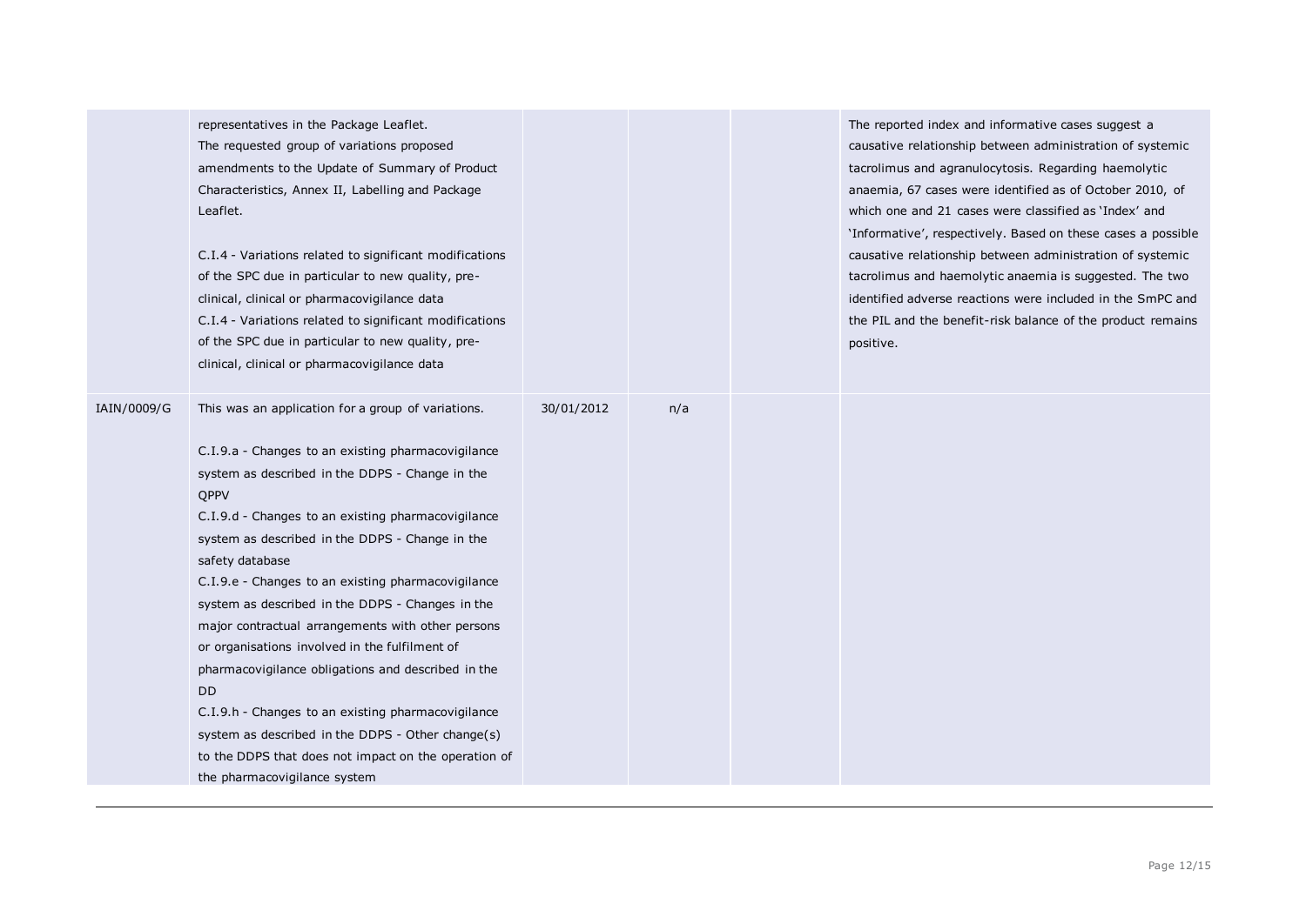| | | | | | |
|---|---|---|---|---|---|
| | representatives in the Package Leaflet.<br>The requested group of variations proposed amendments to the Update of Summary of Product Characteristics, Annex II, Labelling and Package Leaflet.<br><br>C.I.4 - Variations related to significant modifications of the SPC due in particular to new quality, pre-clinical, clinical or pharmacovigilance data<br>C.I.4 - Variations related to significant modifications of the SPC due in particular to new quality, pre-clinical, clinical or pharmacovigilance data | | | | The reported index and informative cases suggest a causative relationship between administration of systemic tacrolimus and agranulocytosis. Regarding haemolytic anaemia, 67 cases were identified as of October 2010, of which one and 21 cases were classified as 'Index' and 'Informative', respectively. Based on these cases a possible causative relationship between administration of systemic tacrolimus and haemolytic anaemia is suggested. The two identified adverse reactions were included in the SmPC and the PIL and the benefit-risk balance of the product remains positive. |
| IAIN/0009/G | This was an application for a group of variations.<br><br>C.I.9.a - Changes to an existing pharmacovigilance system as described in the DDPS - Change in the QPPV<br>C.I.9.d - Changes to an existing pharmacovigilance system as described in the DDPS - Change in the safety database<br>C.I.9.e - Changes to an existing pharmacovigilance system as described in the DDPS - Changes in the major contractual arrangements with other persons or organisations involved in the fulfilment of pharmacovigilance obligations and described in the DD<br>C.I.9.h - Changes to an existing pharmacovigilance system as described in the DDPS - Other change(s) to the DDPS that does not impact on the operation of the pharmacovigilance system | 30/01/2012 | n/a | | |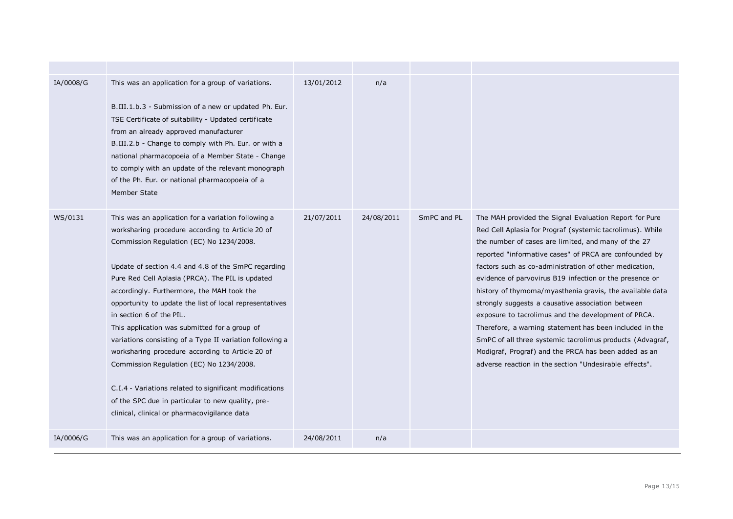| | | | | | |
|---|---|---|---|---|---|
| IA/0008/G | This was an application for a group of variations.<br><br>B.III.1.b.3 - Submission of a new or updated Ph. Eur. TSE Certificate of suitability - Updated certificate from an already approved manufacturer<br>B.III.2.b - Change to comply with Ph. Eur. or with a national pharmacopoeia of a Member State - Change to comply with an update of the relevant monograph of the Ph. Eur. or national pharmacopoeia of a Member State | 13/01/2012 | n/a | | |
| WS/0131 | This was an application for a variation following a worksharing procedure according to Article 20 of Commission Regulation (EC) No 1234/2008.<br><br>Update of section 4.4 and 4.8 of the SmPC regarding Pure Red Cell Aplasia (PRCA). The PIL is updated accordingly. Furthermore, the MAH took the opportunity to update the list of local representatives in section 6 of the PIL.<br>This application was submitted for a group of variations consisting of a Type II variation following a worksharing procedure according to Article 20 of Commission Regulation (EC) No 1234/2008.<br><br>C.I.4 - Variations related to significant modifications of the SPC due in particular to new quality, pre-clinical, clinical or pharmacovigilance data | 21/07/2011 | 24/08/2011 | SmPC and PL | The MAH provided the Signal Evaluation Report for Pure Red Cell Aplasia for Prograf (systemic tacrolimus). While the number of cases are limited, and many of the 27 reported "informative cases" of PRCA are confounded by factors such as co-administration of other medication, evidence of parvovirus B19 infection or the presence or history of thymoma/myasthenia gravis, the available data strongly suggests a causative association between exposure to tacrolimus and the development of PRCA. Therefore, a warning statement has been included in the SmPC of all three systemic tacrolimus products (Advagraf, Modigraf, Prograf) and the PRCA has been added as an adverse reaction in the section "Undesirable effects". |
| IA/0006/G | This was an application for a group of variations. | 24/08/2011 | n/a | | |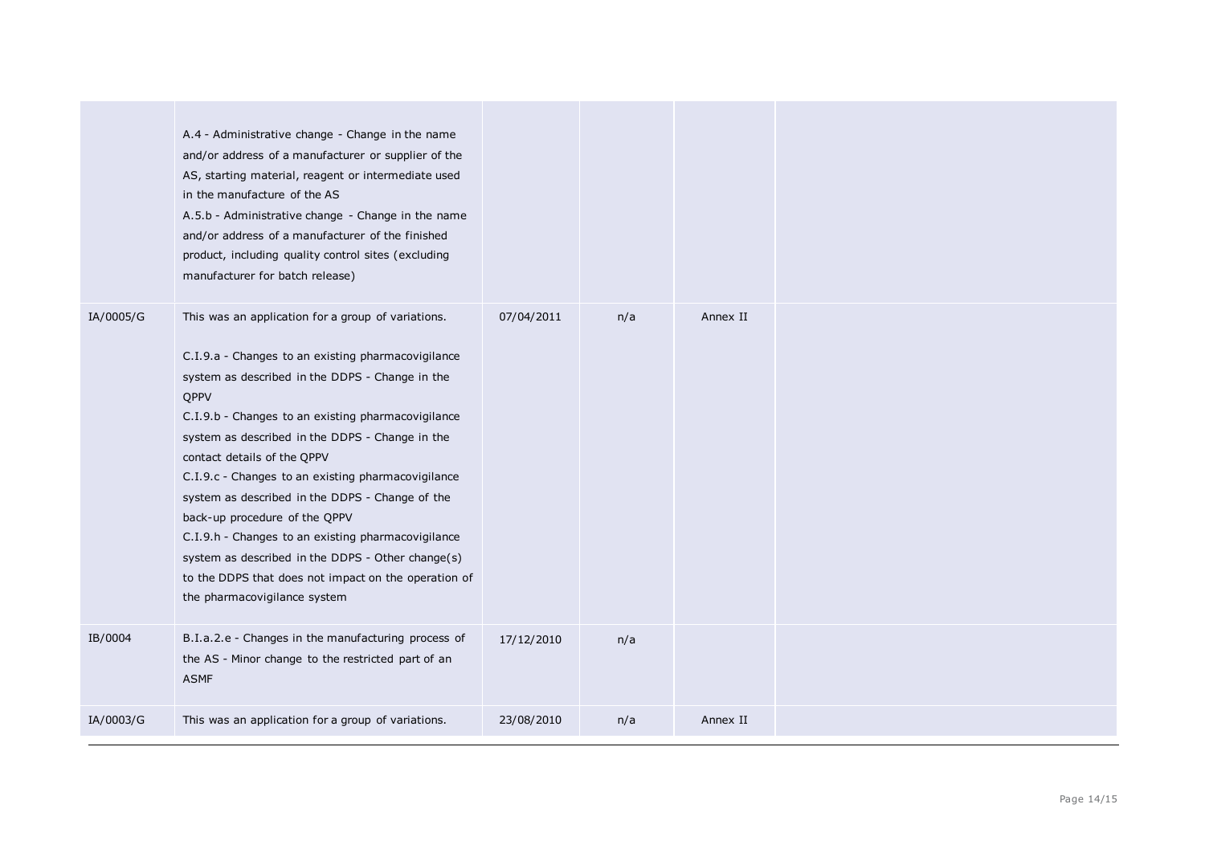| | | | | | |
|---|---|---|---|---|---|
| | A.4 - Administrative change - Change in the name and/or address of a manufacturer or supplier of the AS, starting material, reagent or intermediate used in the manufacture of the AS<br>A.5.b - Administrative change - Change in the name and/or address of a manufacturer of the finished product, including quality control sites (excluding manufacturer for batch release) | | | | |
| IA/0005/G | This was an application for a group of variations.<br><br>C.I.9.a - Changes to an existing pharmacovigilance system as described in the DDPS - Change in the QPPV<br>C.I.9.b - Changes to an existing pharmacovigilance system as described in the DDPS - Change in the contact details of the QPPV<br>C.I.9.c - Changes to an existing pharmacovigilance system as described in the DDPS - Change of the back-up procedure of the QPPV<br>C.I.9.h - Changes to an existing pharmacovigilance system as described in the DDPS - Other change(s) to the DDPS that does not impact on the operation of the pharmacovigilance system | 07/04/2011 | n/a | Annex II | |
| IB/0004 | B.I.a.2.e - Changes in the manufacturing process of the AS - Minor change to the restricted part of an ASMF | 17/12/2010 | n/a | | |
| IA/0003/G | This was an application for a group of variations. | 23/08/2010 | n/a | Annex II | |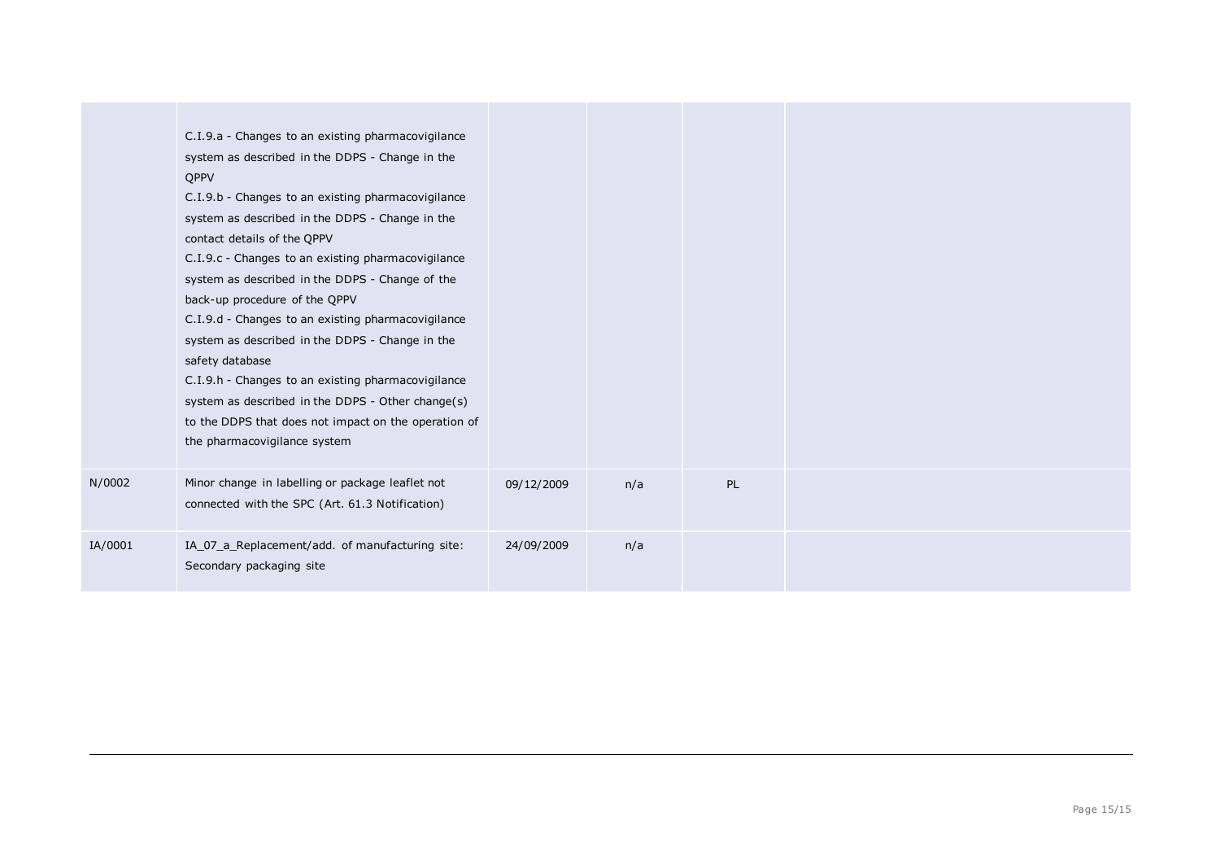| | | | | | |
|---|---|---|---|---|---|
| | C.I.9.a - Changes to an existing pharmacovigilance system as described in the DDPS - Change in the QPPV<br>C.I.9.b - Changes to an existing pharmacovigilance system as described in the DDPS - Change in the contact details of the QPPV<br>C.I.9.c - Changes to an existing pharmacovigilance system as described in the DDPS - Change of the back-up procedure of the QPPV<br>C.I.9.d - Changes to an existing pharmacovigilance system as described in the DDPS - Change in the safety database<br>C.I.9.h - Changes to an existing pharmacovigilance system as described in the DDPS - Other change(s) to the DDPS that does not impact on the operation of the pharmacovigilance system | | | | |
| N/0002 | Minor change in labelling or package leaflet not connected with the SPC (Art. 61.3 Notification) | 09/12/2009 | n/a | PL | |
| IA/0001 | IA_07_a_Replacement/add. of manufacturing site: Secondary packaging site | 24/09/2009 | n/a | | |